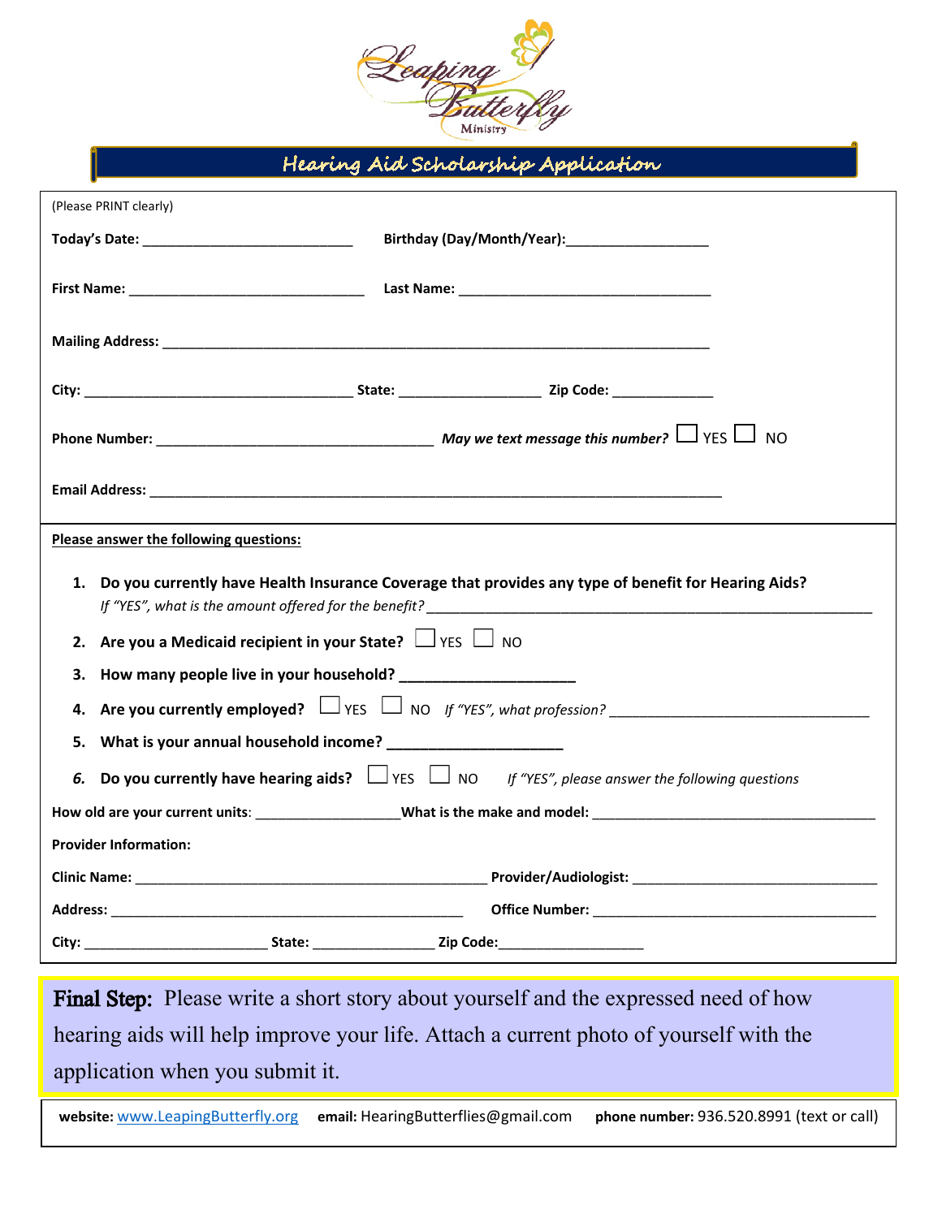Leaping Butterfly Ministry

# Hearing Aid Scholarship Application

(Please PRINT clearly)

**Today's Date:** ___________________________ **Birthday (Day/Month/Year):**__________________

**First Name:** ______________________________ **Last Name:** ________________________________

**Mailing Address:** ______________________________________________________________________

**City:** __________________________________ **State:** __________________ **Zip Code:** _____________

**Phone Number:** ___________________________________ ***May we text message this number?*** ☐ YES ☐ NO

**Email Address:** ________________________________________________________________________

**Please answer the following questions:**

1. **Do you currently have Health Insurance Coverage that provides any type of benefit for Hearing Aids?**
   *If "YES", what is the amount offered for the benefit?* ______________________________________________
2. **Are you a Medicaid recipient in your State?** ☐ YES ☐ NO
3. **How many people live in your household?** ______________________
4. **Are you currently employed?** ☐ YES ☐ NO *If "YES", what profession?* __________________________________
5. **What is your annual household income?** ______________________
6. ***Do you currently have hearing aids?*** ☐ YES ☐ NO *If "YES", please answer the following questions*

**How old are your current units**: __________________**What is the make and model:** ____________________________________

**Provider Information:**

**Clinic Name:** _____________________________________________ **Provider/Audiologist:** ______________________________

**Address:** _____________________________________________ **Office Number:** ____________________________________

**City:** _______________________ **State:** _______________ **Zip Code:**___________________

**Final Step:** Please write a short story about yourself and the expressed need of how hearing aids will help improve your life. Attach a current photo of yourself with the application when you submit it.

**website:** www.LeapingButterfly.org **email:** HearingButterflies@gmail.com **phone number:** 936.520.8991 (text or call)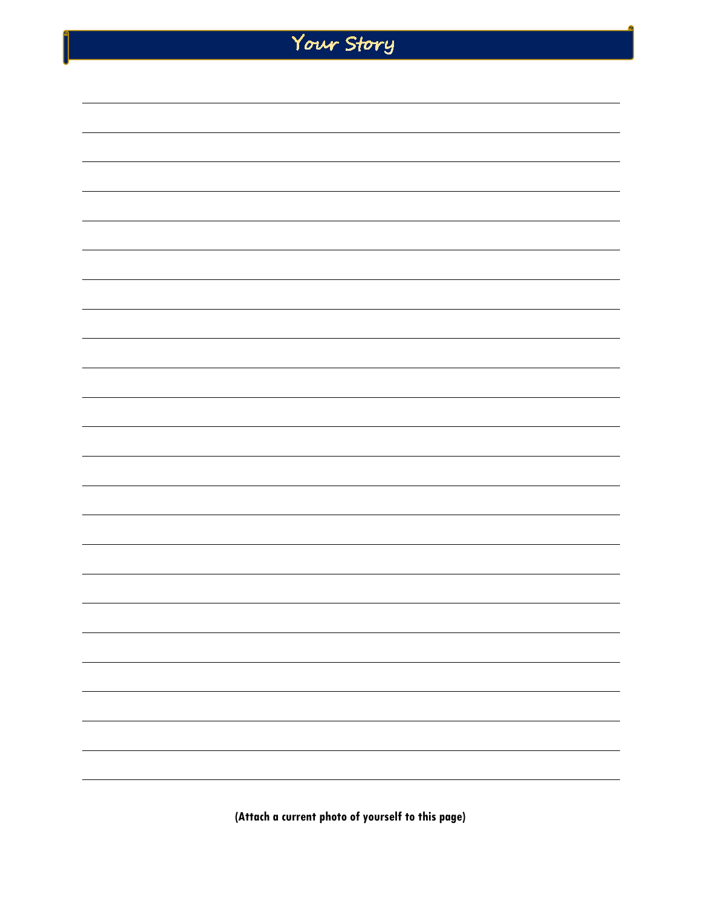# Your Story

(Attach a current photo of yourself to this page)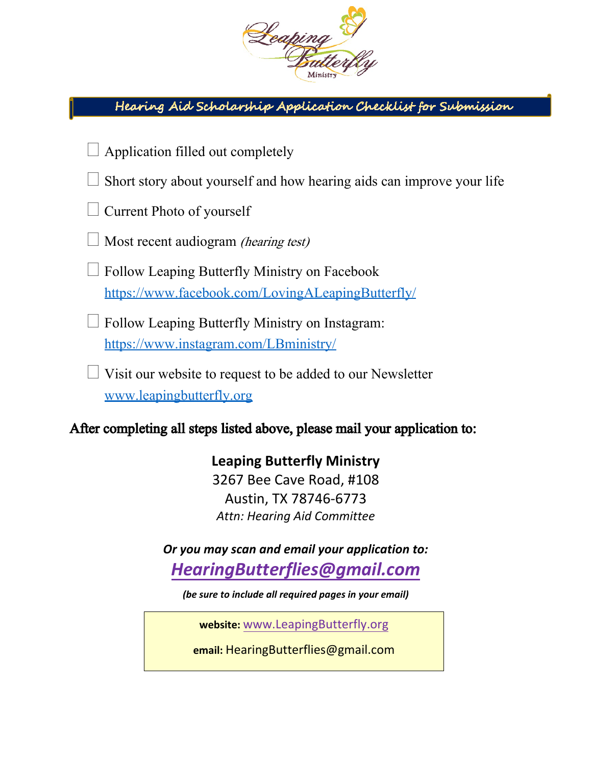## Hearing Aid Scholarship Application Checklist for Submission

- ☐ Application filled out completely
- ☐ Short story about yourself and how hearing aids can improve your life
- ☐ Current Photo of yourself
- ☐ Most recent audiogram *(hearing test)*
- ☐ Follow Leaping Butterfly Ministry on Facebook
  https://www.facebook.com/LovingALeapingButterfly/
- ☐ Follow Leaping Butterfly Ministry on Instagram:
  https://www.instagram.com/LBministry/
- ☐ Visit our website to request to be added to our Newsletter
  www.leapingbutterfly.org

**After completing all steps listed above, please mail your application to:**

**Leaping Butterfly Ministry**
3267 Bee Cave Road, #108
Austin, TX 78746-6773
*Attn: Hearing Aid Committee*

***Or you may scan and email your application to:***

***HearingButterflies@gmail.com***

***(be sure to include all required pages in your email)***

**website:** www.LeapingButterfly.org

**email:** HearingButterflies@gmail.com